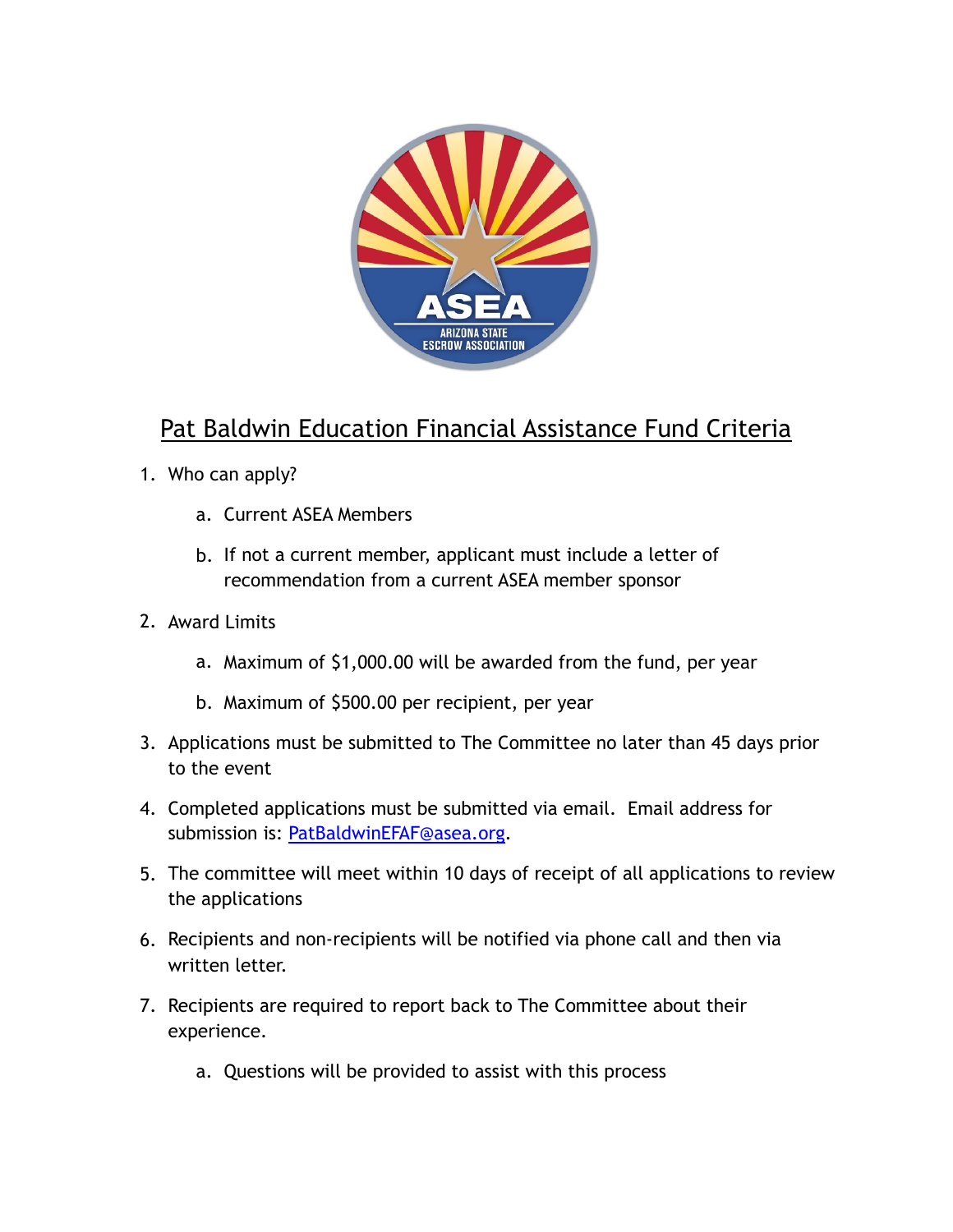# Pat Baldwin Education Financial Assistance Fund Criteria

1. Who can apply?
   a. Current ASEA Members
   b. If not a current member, applicant must include a letter of recommendation from a current ASEA member sponsor
2. Award Limits
   a. Maximum of $1,000.00 will be awarded from the fund, per year
   b. Maximum of $500.00 per recipient, per year
3. Applications must be submitted to The Committee no later than 45 days prior to the event
4. Completed applications must be submitted via email. Email address for submission is: PatBaldwinEFAF@asea.org.
5. The committee will meet within 10 days of receipt of all applications to review the applications
6. Recipients and non-recipients will be notified via phone call and then via written letter.
7. Recipients are required to report back to The Committee about their experience.
   a. Questions will be provided to assist with this process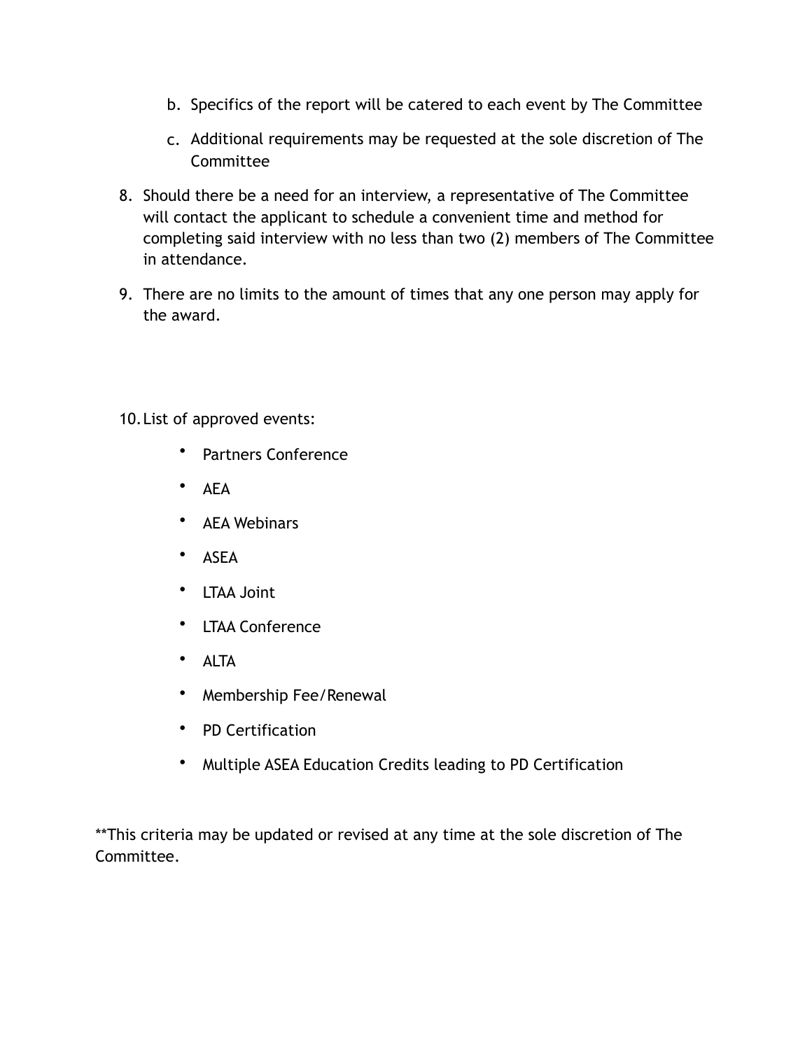b. Specifics of the report will be catered to each event by The Committee
   c. Additional requirements may be requested at the sole discretion of The Committee

8. Should there be a need for an interview, a representative of The Committee will contact the applicant to schedule a convenient time and method for completing said interview with no less than two (2) members of The Committee in attendance.
9. There are no limits to the amount of times that any one person may apply for the award.

10. List of approved events:
    - Partners Conference
    - AEA
    - AEA Webinars
    - ASEA
    - LTAA Joint
    - LTAA Conference
    - ALTA
    - Membership Fee/Renewal
    - PD Certification
    - Multiple ASEA Education Credits leading to PD Certification

**This criteria may be updated or revised at any time at the sole discretion of The Committee.